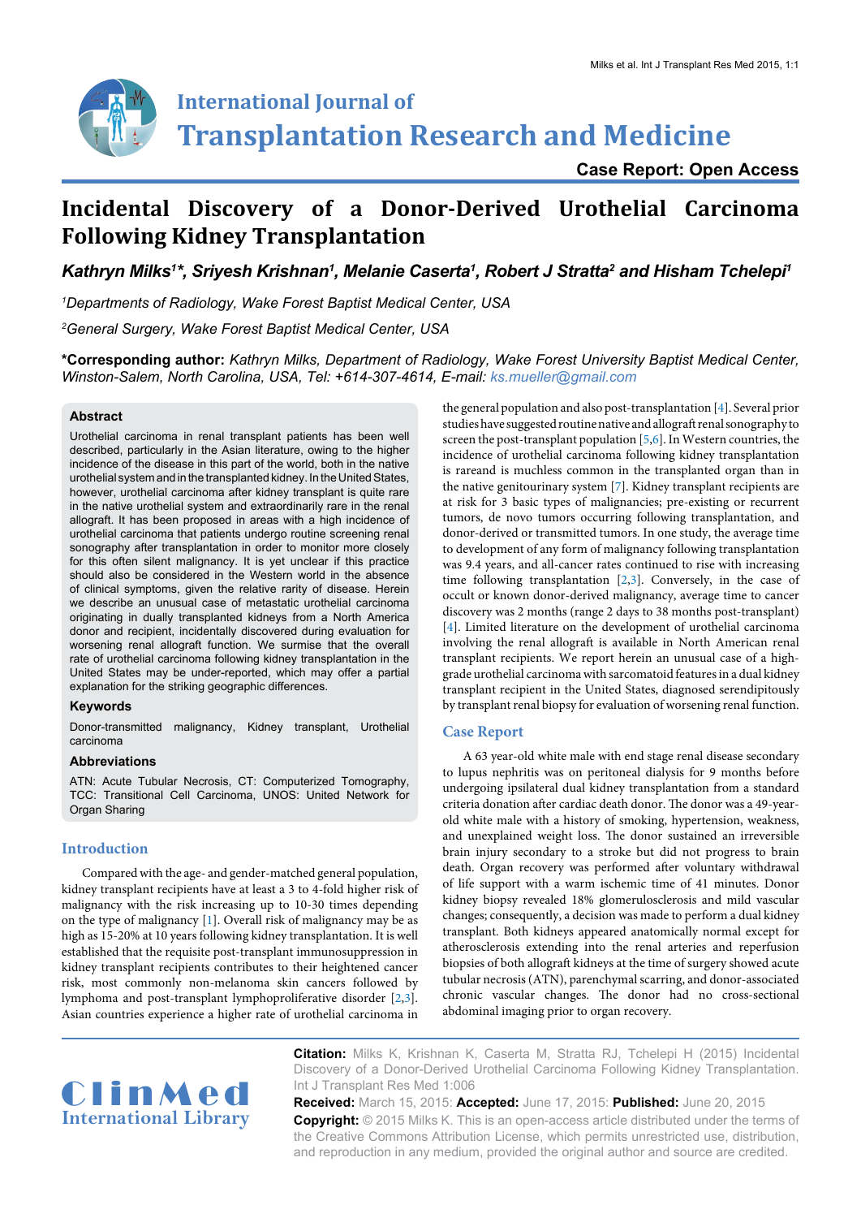# International Journal of Transplantation Research and Medicine

**Case Report: Open Access**

# Incidental Discovery of a Donor-Derived Urothelial Carcinoma Following Kidney Transplantation

***Kathryn Milks[1]\*, Sriyesh Krishnan[1], Melanie Caserta[1], Robert J Stratta[2] and Hisham Tchelepi[1]***

*[1]Departments of Radiology, Wake Forest Baptist Medical Center, USA*

*[2]General Surgery, Wake Forest Baptist Medical Center, USA*

**\*Corresponding author:** *Kathryn Milks, Department of Radiology, Wake Forest University Baptist Medical Center, Winston-Salem, North Carolina, USA, Tel: +614-307-4614, E-mail: ks.mueller@gmail.com*

### Abstract

Urothelial carcinoma in renal transplant patients has been well described, particularly in the Asian literature, owing to the higher incidence of the disease in this part of the world, both in the native urothelial system and in the transplanted kidney. In the United States, however, urothelial carcinoma after kidney transplant is quite rare in the native urothelial system and extraordinarily rare in the renal allograft. It has been proposed in areas with a high incidence of urothelial carcinoma that patients undergo routine screening renal sonography after transplantation in order to monitor more closely for this often silent malignancy. It is yet unclear if this practice should also be considered in the Western world in the absence of clinical symptoms, given the relative rarity of disease. Herein we describe an unusual case of metastatic urothelial carcinoma originating in dually transplanted kidneys from a North America donor and recipient, incidentally discovered during evaluation for worsening renal allograft function. We surmise that the overall rate of urothelial carcinoma following kidney transplantation in the United States may be under-reported, which may offer a partial explanation for the striking geographic differences.

### Keywords

Donor-transmitted malignancy, Kidney transplant, Urothelial carcinoma

### Abbreviations

ATN: Acute Tubular Necrosis, CT: Computerized Tomography, TCC: Transitional Cell Carcinoma, UNOS: United Network for Organ Sharing

## Introduction

Compared with the age- and gender-matched general population, kidney transplant recipients have at least a 3 to 4-fold higher risk of malignancy with the risk increasing up to 10-30 times depending on the type of malignancy [1]. Overall risk of malignancy may be as high as 15-20% at 10 years following kidney transplantation. It is well established that the requisite post-transplant immunosuppression in kidney transplant recipients contributes to their heightened cancer risk, most commonly non-melanoma skin cancers followed by lymphoma and post-transplant lymphoproliferative disorder [2,3]. Asian countries experience a higher rate of urothelial carcinoma in the general population and also post-transplantation [4]. Several prior studies have suggested routine native and allograft renal sonography to screen the post-transplant population [5,6]. In Western countries, the incidence of urothelial carcinoma following kidney transplantation is rareand is muchless common in the transplanted organ than in the native genitourinary system [7]. Kidney transplant recipients are at risk for 3 basic types of malignancies; pre-existing or recurrent tumors, de novo tumors occurring following transplantation, and donor-derived or transmitted tumors. In one study, the average time to development of any form of malignancy following transplantation was 9.4 years, and all-cancer rates continued to rise with increasing time following transplantation [2,3]. Conversely, in the case of occult or known donor-derived malignancy, average time to cancer discovery was 2 months (range 2 days to 38 months post-transplant) [4]. Limited literature on the development of urothelial carcinoma involving the renal allograft is available in North American renal transplant recipients. We report herein an unusual case of a high-grade urothelial carcinoma with sarcomatoid features in a dual kidney transplant recipient in the United States, diagnosed serendipitously by transplant renal biopsy for evaluation of worsening renal function.

## Case Report

A 63 year-old white male with end stage renal disease secondary to lupus nephritis was on peritoneal dialysis for 9 months before undergoing ipsilateral dual kidney transplantation from a standard criteria donation after cardiac death donor. The donor was a 49-year-old white male with a history of smoking, hypertension, weakness, and unexplained weight loss. The donor sustained an irreversible brain injury secondary to a stroke but did not progress to brain death. Organ recovery was performed after voluntary withdrawal of life support with a warm ischemic time of 41 minutes. Donor kidney biopsy revealed 18% glomerulosclerosis and mild vascular changes; consequently, a decision was made to perform a dual kidney transplant. Both kidneys appeared anatomically normal except for atherosclerosis extending into the renal arteries and reperfusion biopsies of both allograft kidneys at the time of surgery showed acute tubular necrosis (ATN), parenchymal scarring, and donor-associated chronic vascular changes. The donor had no cross-sectional abdominal imaging prior to organ recovery.

**Citation:** Milks K, Krishnan K, Caserta M, Stratta RJ, Tchelepi H (2015) Incidental Discovery of a Donor-Derived Urothelial Carcinoma Following Kidney Transplantation. Int J Transplant Res Med 1:006

**Received:** March 15, 2015: **Accepted:** June 17, 2015: **Published:** June 20, 2015

**Copyright:** © 2015 Milks K. This is an open-access article distributed under the terms of the Creative Commons Attribution License, which permits unrestricted use, distribution, and reproduction in any medium, provided the original author and source are credited.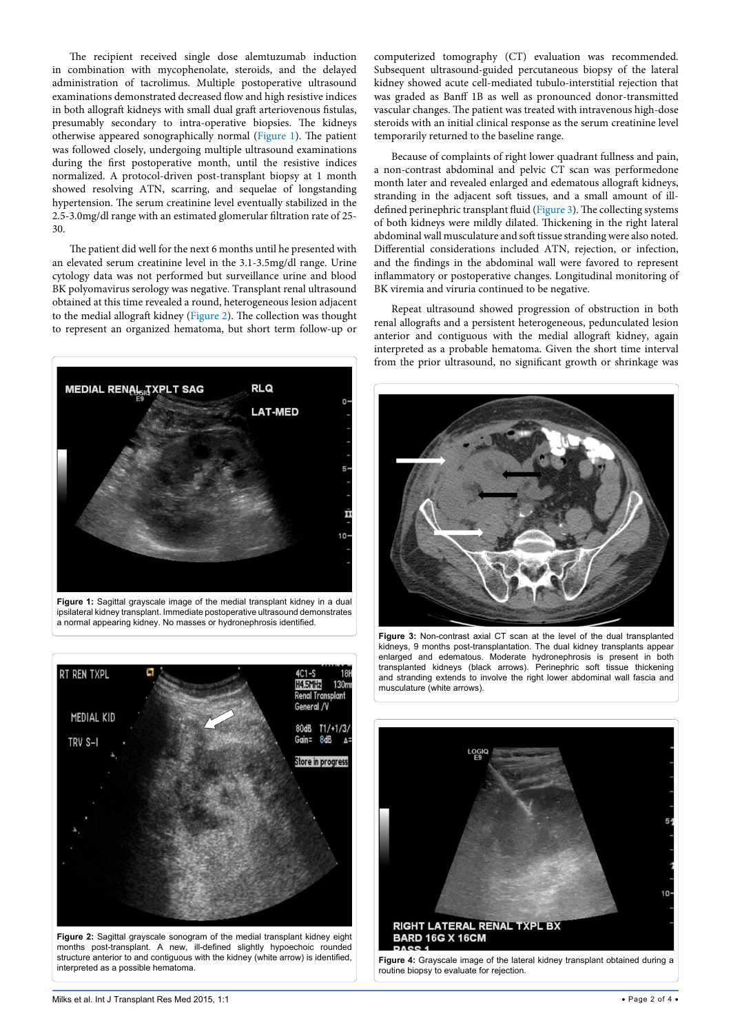The recipient received single dose alemtuzumab induction in combination with mycophenolate, steroids, and the delayed administration of tacrolimus. Multiple postoperative ultrasound examinations demonstrated decreased flow and high resistive indices in both allograft kidneys with small dual graft arteriovenous fistulas, presumably secondary to intra-operative biopsies. The kidneys otherwise appeared sonographically normal (Figure 1). The patient was followed closely, undergoing multiple ultrasound examinations during the first postoperative month, until the resistive indices normalized. A protocol-driven post-transplant biopsy at 1 month showed resolving ATN, scarring, and sequelae of longstanding hypertension. The serum creatinine level eventually stabilized in the 2.5-3.0mg/dl range with an estimated glomerular filtration rate of 25-30.

The patient did well for the next 6 months until he presented with an elevated serum creatinine level in the 3.1-3.5mg/dl range. Urine cytology data was not performed but surveillance urine and blood BK polyomavirus serology was negative. Transplant renal ultrasound obtained at this time revealed a round, heterogeneous lesion adjacent to the medial allograft kidney (Figure 2). The collection was thought to represent an organized hematoma, but short term follow-up or computerized tomography (CT) evaluation was recommended. Subsequent ultrasound-guided percutaneous biopsy of the lateral kidney showed acute cell-mediated tubulo-interstitial rejection that was graded as Banff 1B as well as pronounced donor-transmitted vascular changes. The patient was treated with intravenous high-dose steroids with an initial clinical response as the serum creatinine level temporarily returned to the baseline range.

Because of complaints of right lower quadrant fullness and pain, a non-contrast abdominal and pelvic CT scan was performedone month later and revealed enlarged and edematous allograft kidneys, stranding in the adjacent soft tissues, and a small amount of ill-defined perinephric transplant fluid (Figure 3). The collecting systems of both kidneys were mildly dilated. Thickening in the right lateral abdominal wall musculature and soft tissue stranding were also noted. Differential considerations included ATN, rejection, or infection, and the findings in the abdominal wall were favored to represent inflammatory or postoperative changes. Longitudinal monitoring of BK viremia and viruria continued to be negative.

Repeat ultrasound showed progression of obstruction in both renal allografts and a persistent heterogeneous, pedunculated lesion anterior and contiguous with the medial allograft kidney, again interpreted as a probable hematoma. Given the short time interval from the prior ultrasound, no significant growth or shrinkage was

**Figure 1:** Sagittal grayscale image of the medial transplant kidney in a dual ipsilateral kidney transplant. Immediate postoperative ultrasound demonstrates a normal appearing kidney. No masses or hydronephrosis identified.

**Figure 2:** Sagittal grayscale sonogram of the medial transplant kidney eight months post-transplant. A new, ill-defined slightly hypoechoic rounded structure anterior to and contiguous with the kidney (white arrow) is identified, interpreted as a possible hematoma.

**Figure 3:** Non-contrast axial CT scan at the level of the dual transplanted kidneys, 9 months post-transplantation. The dual kidney transplants appear enlarged and edematous. Moderate hydronephrosis is present in both transplanted kidneys (black arrows). Perinephric soft tissue thickening and stranding extends to involve the right lower abdominal wall fascia and musculature (white arrows).

**Figure 4:** Grayscale image of the lateral kidney transplant obtained during a routine biopsy to evaluate for rejection.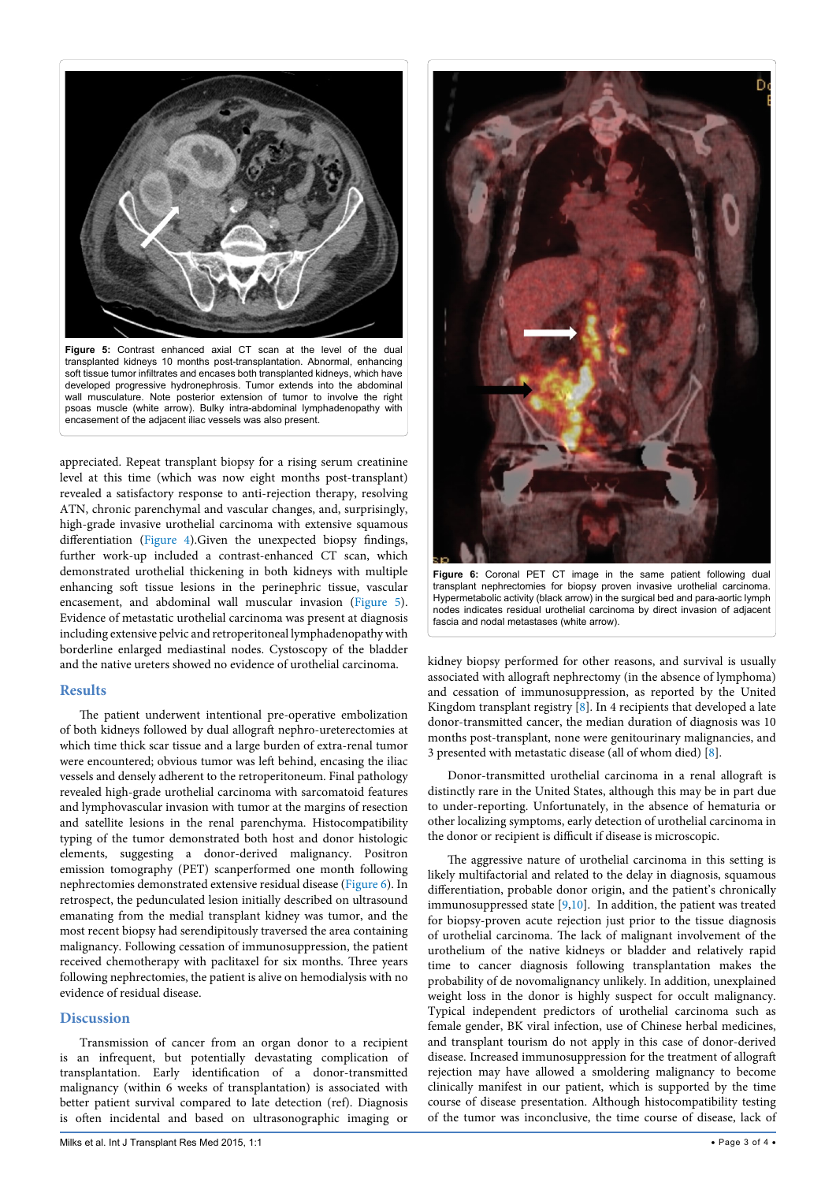Figure 5: Contrast enhanced axial CT scan at the level of the dual transplanted kidneys 10 months post-transplantation. Abnormal, enhancing soft tissue tumor infiltrates and encases both transplanted kidneys, which have developed progressive hydronephrosis. Tumor extends into the abdominal wall musculature. Note posterior extension of tumor to involve the right psoas muscle (white arrow). Bulky intra-abdominal lymphadenopathy with encasement of the adjacent iliac vessels was also present.

appreciated. Repeat transplant biopsy for a rising serum creatinine level at this time (which was now eight months post-transplant) revealed a satisfactory response to anti-rejection therapy, resolving ATN, chronic parenchymal and vascular changes, and, surprisingly, high-grade invasive urothelial carcinoma with extensive squamous differentiation (Figure 4).Given the unexpected biopsy findings, further work-up included a contrast-enhanced CT scan, which demonstrated urothelial thickening in both kidneys with multiple enhancing soft tissue lesions in the perinephric tissue, vascular encasement, and abdominal wall muscular invasion (Figure 5). Evidence of metastatic urothelial carcinoma was present at diagnosis including extensive pelvic and retroperitoneal lymphadenopathy with borderline enlarged mediastinal nodes. Cystoscopy of the bladder and the native ureters showed no evidence of urothelial carcinoma.

## Results

The patient underwent intentional pre-operative embolization of both kidneys followed by dual allograft nephro-ureterectomies at which time thick scar tissue and a large burden of extra-renal tumor were encountered; obvious tumor was left behind, encasing the iliac vessels and densely adherent to the retroperitoneum. Final pathology revealed high-grade urothelial carcinoma with sarcomatoid features and lymphovascular invasion with tumor at the margins of resection and satellite lesions in the renal parenchyma. Histocompatibility typing of the tumor demonstrated both host and donor histologic elements, suggesting a donor-derived malignancy. Positron emission tomography (PET) scanperformed one month following nephrectomies demonstrated extensive residual disease (Figure 6). In retrospect, the pedunculated lesion initially described on ultrasound emanating from the medial transplant kidney was tumor, and the most recent biopsy had serendipitously traversed the area containing malignancy. Following cessation of immunosuppression, the patient received chemotherapy with paclitaxel for six months. Three years following nephrectomies, the patient is alive on hemodialysis with no evidence of residual disease.

## Discussion

Transmission of cancer from an organ donor to a recipient is an infrequent, but potentially devastating complication of transplantation. Early identification of a donor-transmitted malignancy (within 6 weeks of transplantation) is associated with better patient survival compared to late detection (ref). Diagnosis is often incidental and based on ultrasonographic imaging or kidney biopsy performed for other reasons, and survival is usually associated with allograft nephrectomy (in the absence of lymphoma) and cessation of immunosuppression, as reported by the United Kingdom transplant registry [8]. In 4 recipients that developed a late donor-transmitted cancer, the median duration of diagnosis was 10 months post-transplant, none were genitourinary malignancies, and 3 presented with metastatic disease (all of whom died) [8].

Figure 6: Coronal PET CT image in the same patient following dual transplant nephrectomies for biopsy proven invasive urothelial carcinoma. Hypermetabolic activity (black arrow) in the surgical bed and para-aortic lymph nodes indicates residual urothelial carcinoma by direct invasion of adjacent fascia and nodal metastases (white arrow).

Donor-transmitted urothelial carcinoma in a renal allograft is distinctly rare in the United States, although this may be in part due to under-reporting. Unfortunately, in the absence of hematuria or other localizing symptoms, early detection of urothelial carcinoma in the donor or recipient is difficult if disease is microscopic.

The aggressive nature of urothelial carcinoma in this setting is likely multifactorial and related to the delay in diagnosis, squamous differentiation, probable donor origin, and the patient's chronically immunosuppressed state [9,10]. In addition, the patient was treated for biopsy-proven acute rejection just prior to the tissue diagnosis of urothelial carcinoma. The lack of malignant involvement of the urothelium of the native kidneys or bladder and relatively rapid time to cancer diagnosis following transplantation makes the probability of de novomalignancy unlikely. In addition, unexplained weight loss in the donor is highly suspect for occult malignancy. Typical independent predictors of urothelial carcinoma such as female gender, BK viral infection, use of Chinese herbal medicines, and transplant tourism do not apply in this case of donor-derived disease. Increased immunosuppression for the treatment of allograft rejection may have allowed a smoldering malignancy to become clinically manifest in our patient, which is supported by the time course of disease presentation. Although histocompatibility testing of the tumor was inconclusive, the time course of disease, lack of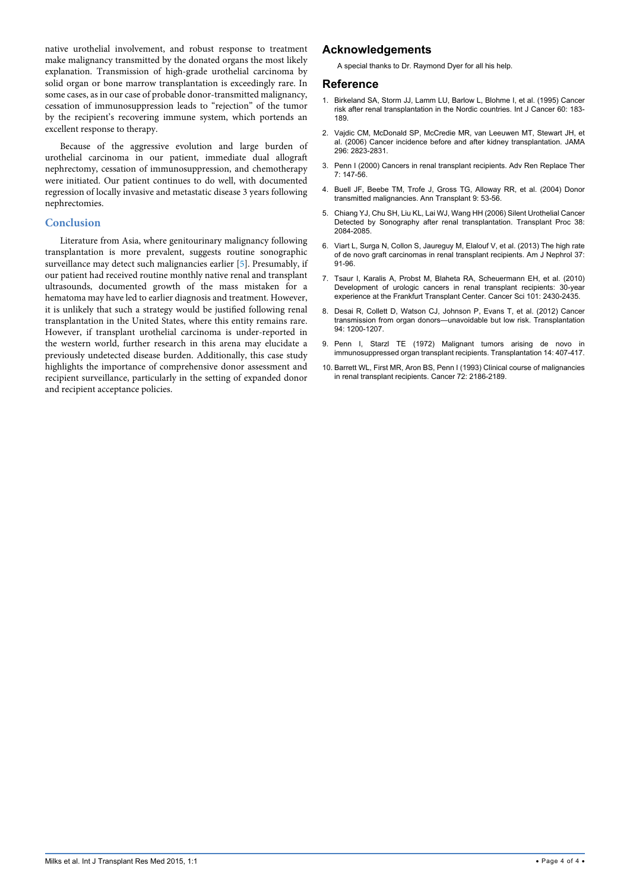native urothelial involvement, and robust response to treatment make malignancy transmitted by the donated organs the most likely explanation. Transmission of high-grade urothelial carcinoma by solid organ or bone marrow transplantation is exceedingly rare. In some cases, as in our case of probable donor-transmitted malignancy, cessation of immunosuppression leads to "rejection" of the tumor by the recipient's recovering immune system, which portends an excellent response to therapy.

Because of the aggressive evolution and large burden of urothelial carcinoma in our patient, immediate dual allograft nephrectomy, cessation of immunosuppression, and chemotherapy were initiated. Our patient continues to do well, with documented regression of locally invasive and metastatic disease 3 years following nephrectomies.

## Conclusion

Literature from Asia, where genitourinary malignancy following transplantation is more prevalent, suggests routine sonographic surveillance may detect such malignancies earlier [5]. Presumably, if our patient had received routine monthly native renal and transplant ultrasounds, documented growth of the mass mistaken for a hematoma may have led to earlier diagnosis and treatment. However, it is unlikely that such a strategy would be justified following renal transplantation in the United States, where this entity remains rare. However, if transplant urothelial carcinoma is under-reported in the western world, further research in this arena may elucidate a previously undetected disease burden. Additionally, this case study highlights the importance of comprehensive donor assessment and recipient surveillance, particularly in the setting of expanded donor and recipient acceptance policies.

## Acknowledgements

A special thanks to Dr. Raymond Dyer for all his help.

## Reference

1. Birkeland SA, Storm JJ, Lamm LU, Barlow L, Blohme I, et al. (1995) Cancer risk after renal transplantation in the Nordic countries. Int J Cancer 60: 183-189.
2. Vajdic CM, McDonald SP, McCredie MR, van Leeuwen MT, Stewart JH, et al. (2006) Cancer incidence before and after kidney transplantation. JAMA 296: 2823-2831.
3. Penn I (2000) Cancers in renal transplant recipients. Adv Ren Replace Ther 7: 147-56.
4. Buell JF, Beebe TM, Trofe J, Gross TG, Alloway RR, et al. (2004) Donor transmitted malignancies. Ann Transplant 9: 53-56.
5. Chiang YJ, Chu SH, Liu KL, Lai WJ, Wang HH (2006) Silent Urothelial Cancer Detected by Sonography after renal transplantation. Transplant Proc 38: 2084-2085.
6. Viart L, Surga N, Collon S, Jaureguy M, Elalouf V, et al. (2013) The high rate of de novo graft carcinomas in renal transplant recipients. Am J Nephrol 37: 91-96.
7. Tsaur I, Karalis A, Probst M, Blaheta RA, Scheuermann EH, et al. (2010) Development of urologic cancers in renal transplant recipients: 30-year experience at the Frankfurt Transplant Center. Cancer Sci 101: 2430-2435.
8. Desai R, Collett D, Watson CJ, Johnson P, Evans T, et al. (2012) Cancer transmission from organ donors—unavoidable but low risk. Transplantation 94: 1200-1207.
9. Penn I, Starzl TE (1972) Malignant tumors arising de novo in immunosuppressed organ transplant recipients. Transplantation 14: 407-417.
10. Barrett WL, First MR, Aron BS, Penn I (1993) Clinical course of malignancies in renal transplant recipients. Cancer 72: 2186-2189.